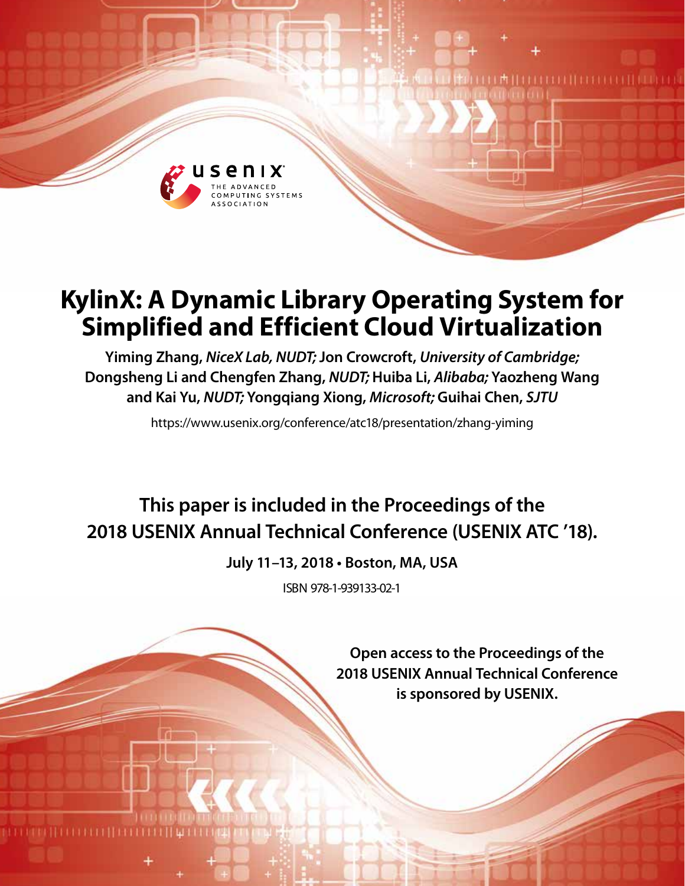# KylinX: A Dynamic Library Operating System for Simplified and Efficient Cloud Virtualization

**Yiming Zhang,** ***NiceX Lab, NUDT;*** **Jon Crowcroft,** ***University of Cambridge;*** **Dongsheng Li and Chengfen Zhang,** ***NUDT;*** **Huiba Li,** ***Alibaba;*** **Yaozheng Wang and Kai Yu,** ***NUDT;*** **Yongqiang Xiong,** ***Microsoft;*** **Guihai Chen,** ***SJTU***

https://www.usenix.org/conference/atc18/presentation/zhang-yiming

**This paper is included in the Proceedings of the 2018 USENIX Annual Technical Conference (USENIX ATC '18).**

**July 11–13, 2018 • Boston, MA, USA**

ISBN 978-1-939133-02-1

**Open access to the Proceedings of the 2018 USENIX Annual Technical Conference is sponsored by USENIX.**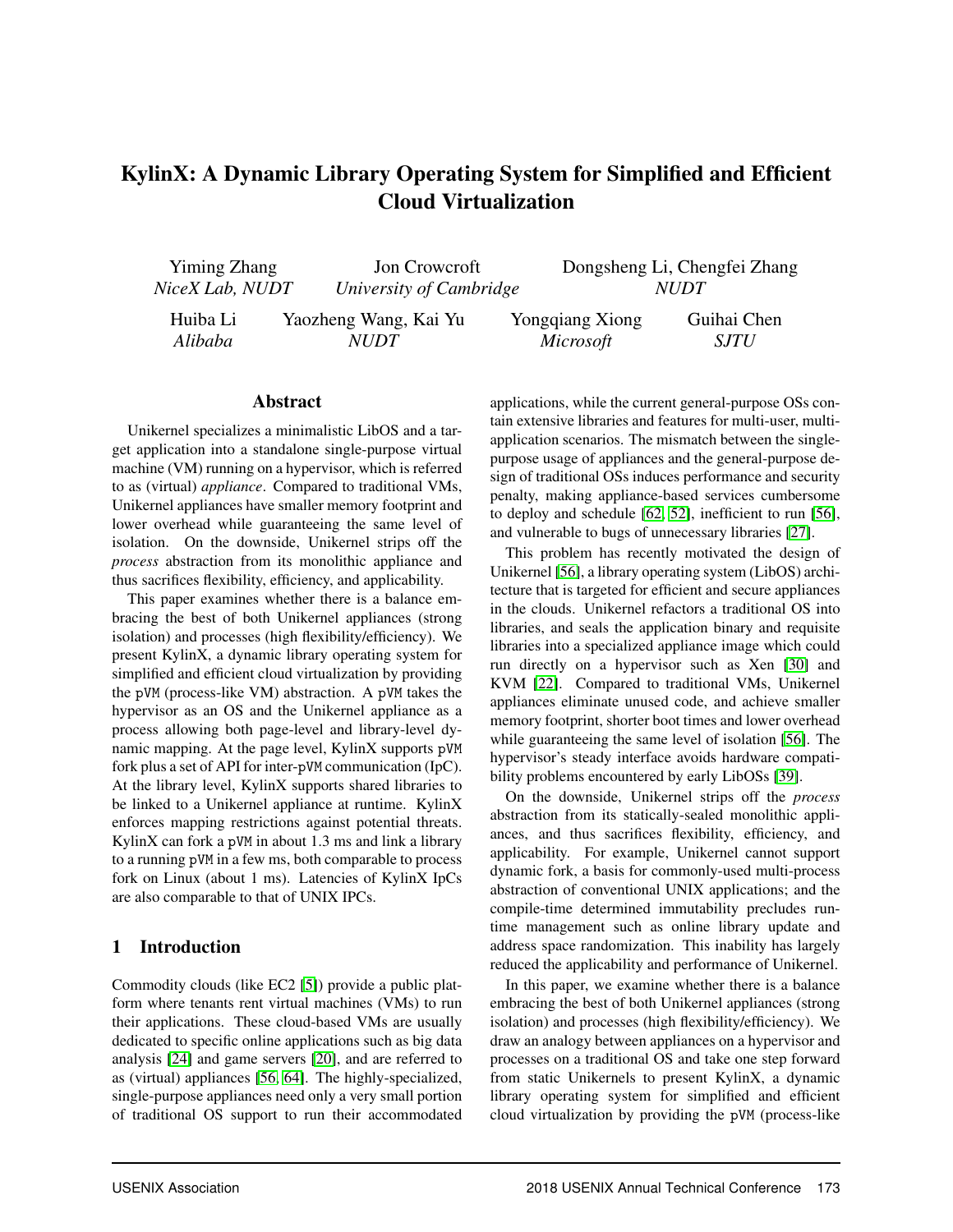# KylinX: A Dynamic Library Operating System for Simplified and Efficient Cloud Virtualization

Yiming Zhang, *NiceX Lab, NUDT*
Jon Crowcroft, *University of Cambridge*
Dongsheng Li, Chengfei Zhang, *NUDT*
Huiba Li, *Alibaba*
Yaozheng Wang, Kai Yu, *NUDT*
Yongqiang Xiong, *Microsoft*
Guihai Chen, *SJTU*

## Abstract

Unikernel specializes a minimalistic LibOS and a target application into a standalone single-purpose virtual machine (VM) running on a hypervisor, which is referred to as (virtual) *appliance*. Compared to traditional VMs, Unikernel appliances have smaller memory footprint and lower overhead while guaranteeing the same level of isolation. On the downside, Unikernel strips off the *process* abstraction from its monolithic appliance and thus sacrifices flexibility, efficiency, and applicability.

This paper examines whether there is a balance embracing the best of both Unikernel appliances (strong isolation) and processes (high flexibility/efficiency). We present KylinX, a dynamic library operating system for simplified and efficient cloud virtualization by providing the pVM (process-like VM) abstraction. A pVM takes the hypervisor as an OS and the Unikernel appliance as a process allowing both page-level and library-level dynamic mapping. At the page level, KylinX supports pVM fork plus a set of API for inter-pVM communication (IpC). At the library level, KylinX supports shared libraries to be linked to a Unikernel appliance at runtime. KylinX enforces mapping restrictions against potential threats. KylinX can fork a pVM in about 1.3 ms and link a library to a running pVM in a few ms, both comparable to process fork on Linux (about 1 ms). Latencies of KylinX IpCs are also comparable to that of UNIX IPCs.

## 1 Introduction

Commodity clouds (like EC2 [5]) provide a public platform where tenants rent virtual machines (VMs) to run their applications. These cloud-based VMs are usually dedicated to specific online applications such as big data analysis [24] and game servers [20], and are referred to as (virtual) appliances [56, 64]. The highly-specialized, single-purpose appliances need only a very small portion of traditional OS support to run their accommodated applications, while the current general-purpose OSs contain extensive libraries and features for multi-user, multi-application scenarios. The mismatch between the single-purpose usage of appliances and the general-purpose design of traditional OSs induces performance and security penalty, making appliance-based services cumbersome to deploy and schedule [62, 52], inefficient to run [56], and vulnerable to bugs of unnecessary libraries [27].

This problem has recently motivated the design of Unikernel [56], a library operating system (LibOS) architecture that is targeted for efficient and secure appliances in the clouds. Unikernel refactors a traditional OS into libraries, and seals the application binary and requisite libraries into a specialized appliance image which could run directly on a hypervisor such as Xen [30] and KVM [22]. Compared to traditional VMs, Unikernel appliances eliminate unused code, and achieve smaller memory footprint, shorter boot times and lower overhead while guaranteeing the same level of isolation [56]. The hypervisor's steady interface avoids hardware compatibility problems encountered by early LibOSs [39].

On the downside, Unikernel strips off the *process* abstraction from its statically-sealed monolithic appliances, and thus sacrifices flexibility, efficiency, and applicability. For example, Unikernel cannot support dynamic fork, a basis for commonly-used multi-process abstraction of conventional UNIX applications; and the compile-time determined immutability precludes runtime management such as online library update and address space randomization. This inability has largely reduced the applicability and performance of Unikernel.

In this paper, we examine whether there is a balance embracing the best of both Unikernel appliances (strong isolation) and processes (high flexibility/efficiency). We draw an analogy between appliances on a hypervisor and processes on a traditional OS and take one step forward from static Unikernels to present KylinX, a dynamic library operating system for simplified and efficient cloud virtualization by providing the pVM (process-like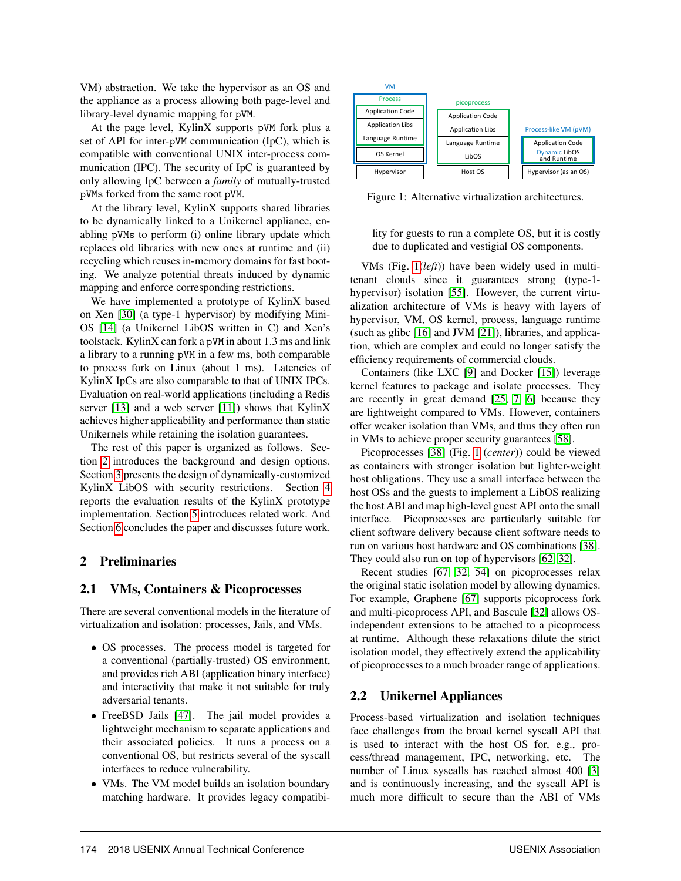VM) abstraction. We take the hypervisor as an OS and the appliance as a process allowing both page-level and library-level dynamic mapping for pVM.

At the page level, KylinX supports pVM fork plus a set of API for inter-pVM communication (IpC), which is compatible with conventional UNIX inter-process communication (IPC). The security of IpC is guaranteed by only allowing IpC between a *family* of mutually-trusted pVMs forked from the same root pVM.

At the library level, KylinX supports shared libraries to be dynamically linked to a Unikernel appliance, enabling pVMs to perform (i) online library update which replaces old libraries with new ones at runtime and (ii) recycling which reuses in-memory domains for fast booting. We analyze potential threats induced by dynamic mapping and enforce corresponding restrictions.

We have implemented a prototype of KylinX based on Xen [30] (a type-1 hypervisor) by modifying MiniOS [14] (a Unikernel LibOS written in C) and Xen's toolstack. KylinX can fork a pVM in about 1.3 ms and link a library to a running pVM in a few ms, both comparable to process fork on Linux (about 1 ms). Latencies of KylinX IpCs are also comparable to that of UNIX IPCs. Evaluation on real-world applications (including a Redis server [13] and a web server [11]) shows that KylinX achieves higher applicability and performance than static Unikernels while retaining the isolation guarantees.

The rest of this paper is organized as follows. Section 2 introduces the background and design options. Section 3 presents the design of dynamically-customized KylinX LibOS with security restrictions. Section 4 reports the evaluation results of the KylinX prototype implementation. Section 5 introduces related work. And Section 6 concludes the paper and discusses future work.

## 2 Preliminaries

### 2.1 VMs, Containers & Picoprocesses

There are several conventional models in the literature of virtualization and isolation: processes, Jails, and VMs.

- OS processes. The process model is targeted for a conventional (partially-trusted) OS environment, and provides rich ABI (application binary interface) and interactivity that make it not suitable for truly adversarial tenants.
- FreeBSD Jails [47]. The jail model provides a lightweight mechanism to separate applications and their associated policies. It runs a process on a conventional OS, but restricts several of the syscall interfaces to reduce vulnerability.
- VMs. The VM model builds an isolation boundary matching hardware. It provides legacy compatibility for guests to run a complete OS, but it is costly due to duplicated and vestigial OS components.

| VM | picoprocess | Process-like VM (pVM) |
|---|---|---|
| Process: Application Code | Application Code | Application Code |
| Application Libs | Application Libs | Dynamic LibOS and Runtime |
| Language Runtime | Language Runtime | |
| OS Kernel | LibOS | |
| Hypervisor | Host OS | Hypervisor (as an OS) |

Figure 1: Alternative virtualization architectures.

VMs (Fig. 1(*left*)) have been widely used in multi-tenant clouds since it guarantees strong (type-1-hypervisor) isolation [55]. However, the current virtualization architecture of VMs is heavy with layers of hypervisor, VM, OS kernel, process, language runtime (such as glibc [16] and JVM [21]), libraries, and application, which are complex and could no longer satisfy the efficiency requirements of commercial clouds.

Containers (like LXC [9] and Docker [15]) leverage kernel features to package and isolate processes. They are recently in great demand [25, 7, 6] because they are lightweight compared to VMs. However, containers offer weaker isolation than VMs, and thus they often run in VMs to achieve proper security guarantees [58].

Picoprocesses [38] (Fig. 1 (*center*)) could be viewed as containers with stronger isolation but lighter-weight host obligations. They use a small interface between the host OSs and the guests to implement a LibOS realizing the host ABI and map high-level guest API onto the small interface. Picoprocesses are particularly suitable for client software delivery because client software needs to run on various host hardware and OS combinations [38]. They could also run on top of hypervisors [62, 32].

Recent studies [67, 32, 54] on picoprocesses relax the original static isolation model by allowing dynamics. For example, Graphene [67] supports picoprocess fork and multi-picoprocess API, and Bascule [32] allows OS-independent extensions to be attached to a picoprocess at runtime. Although these relaxations dilute the strict isolation model, they effectively extend the applicability of picoprocesses to a much broader range of applications.

### 2.2 Unikernel Appliances

Process-based virtualization and isolation techniques face challenges from the broad kernel syscall API that is used to interact with the host OS for, e.g., process/thread management, IPC, networking, etc. The number of Linux syscalls has reached almost 400 [3] and is continuously increasing, and the syscall API is much more difficult to secure than the ABI of VMs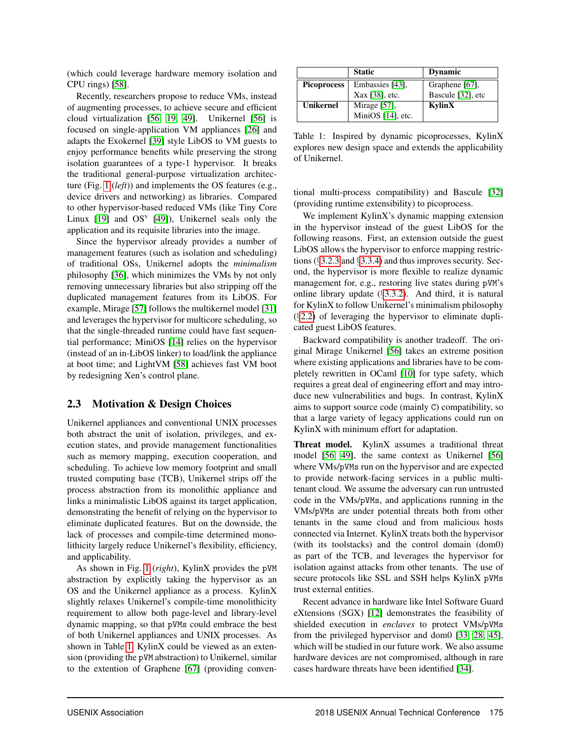(which could leverage hardware memory isolation and CPU rings) [58].

Recently, researchers propose to reduce VMs, instead of augmenting processes, to achieve secure and efficient cloud virtualization [56, 19, 49]. Unikernel [56] is focused on single-application VM appliances [26] and adapts the Exokernel [39] style LibOS to VM guests to enjoy performance benefits while preserving the strong isolation guarantees of a type-1 hypervisor. It breaks the traditional general-purpose virtualization architecture (Fig. 1 (*left*)) and implements the OS features (e.g., device drivers and networking) as libraries. Compared to other hypervisor-based reduced VMs (like Tiny Core Linux [19] and OS$^v$ [49]), Unikernel seals only the application and its requisite libraries into the image.

Since the hypervisor already provides a number of management features (such as isolation and scheduling) of traditional OSs, Unikernel adopts the *minimalism* philosophy [36], which minimizes the VMs by not only removing unnecessary libraries but also stripping off the duplicated management features from its LibOS. For example, Mirage [57] follows the multikernel model [31] and leverages the hypervisor for multicore scheduling, so that the single-threaded runtime could have fast sequential performance; MiniOS [14] relies on the hypervisor (instead of an in-LibOS linker) to load/link the appliance at boot time; and LightVM [58] achieves fast VM boot by redesigning Xen's control plane.

## 2.3 Motivation & Design Choices

Unikernel appliances and conventional UNIX processes both abstract the unit of isolation, privileges, and execution states, and provide management functionalities such as memory mapping, execution cooperation, and scheduling. To achieve low memory footprint and small trusted computing base (TCB), Unikernel strips off the process abstraction from its monolithic appliance and links a minimalistic LibOS against its target application, demonstrating the benefit of relying on the hypervisor to eliminate duplicated features. But on the downside, the lack of processes and compile-time determined monolithicity largely reduce Unikernel's flexibility, efficiency, and applicability.

As shown in Fig. 1 (*right*), KylinX provides the pVM abstraction by explicitly taking the hypervisor as an OS and the Unikernel appliance as a process. KylinX slightly relaxes Unikernel's compile-time monolithicity requirement to allow both page-level and library-level dynamic mapping, so that pVMs could embrace the best of both Unikernel appliances and UNIX processes. As shown in Table 1, KylinX could be viewed as an extension (providing the pVM abstraction) to Unikernel, similar to the extention of Graphene [67] (providing conventional multi-process compatibility) and Bascule [32] (providing runtime extensibility) to picoprocess.

| | **Static** | **Dynamic** |
|---|---|---|
| **Picoprocess** | Embassies [43], Xax [38], etc. | Graphene [67], Bascule [32], etc |
| **Unikernel** | Mirage [57], MiniOS [14], etc. | **KylinX** |

Table 1: Inspired by dynamic picoprocesses, KylinX explores new design space and extends the applicability of Unikernel.

We implement KylinX's dynamic mapping extension in the hypervisor instead of the guest LibOS for the following reasons. First, an extension outside the guest LibOS allows the hypervisor to enforce mapping restrictions (§3.2.3 and §3.3.4) and thus improves security. Second, the hypervisor is more flexible to realize dynamic management for, e.g., restoring live states during pVM's online library update (§3.3.2). And third, it is natural for KylinX to follow Unikernel's minimalism philosophy (§2.2) of leveraging the hypervisor to eliminate duplicated guest LibOS features.

Backward compatibility is another tradeoff. The original Mirage Unikernel [56] takes an extreme position where existing applications and libraries have to be completely rewritten in OCaml [10] for type safety, which requires a great deal of engineering effort and may introduce new vulnerabilities and bugs. In contrast, KylinX aims to support source code (mainly C) compatibility, so that a large variety of legacy applications could run on KylinX with minimum effort for adaptation.

**Threat model.** KylinX assumes a traditional threat model [56, 49], the same context as Unikernel [56] where VMs/pVMs run on the hypervisor and are expected to provide network-facing services in a public multi-tenant cloud. We assume the adversary can run untrusted code in the VMs/pVMs, and applications running in the VMs/pVMs are under potential threats both from other tenants in the same cloud and from malicious hosts connected via Internet. KylinX treats both the hypervisor (with its toolstacks) and the control domain (dom0) as part of the TCB, and leverages the hypervisor for isolation against attacks from other tenants. The use of secure protocols like SSL and SSH helps KylinX pVMs trust external entities.

Recent advance in hardware like Intel Software Guard eXtensions (SGX) [12] demonstrates the feasibility of shielded execution in *enclaves* to protect VMs/pVMs from the privileged hypervisor and dom0 [33, 28, 45], which will be studied in our future work. We also assume hardware devices are not compromised, although in rare cases hardware threats have been identified [34].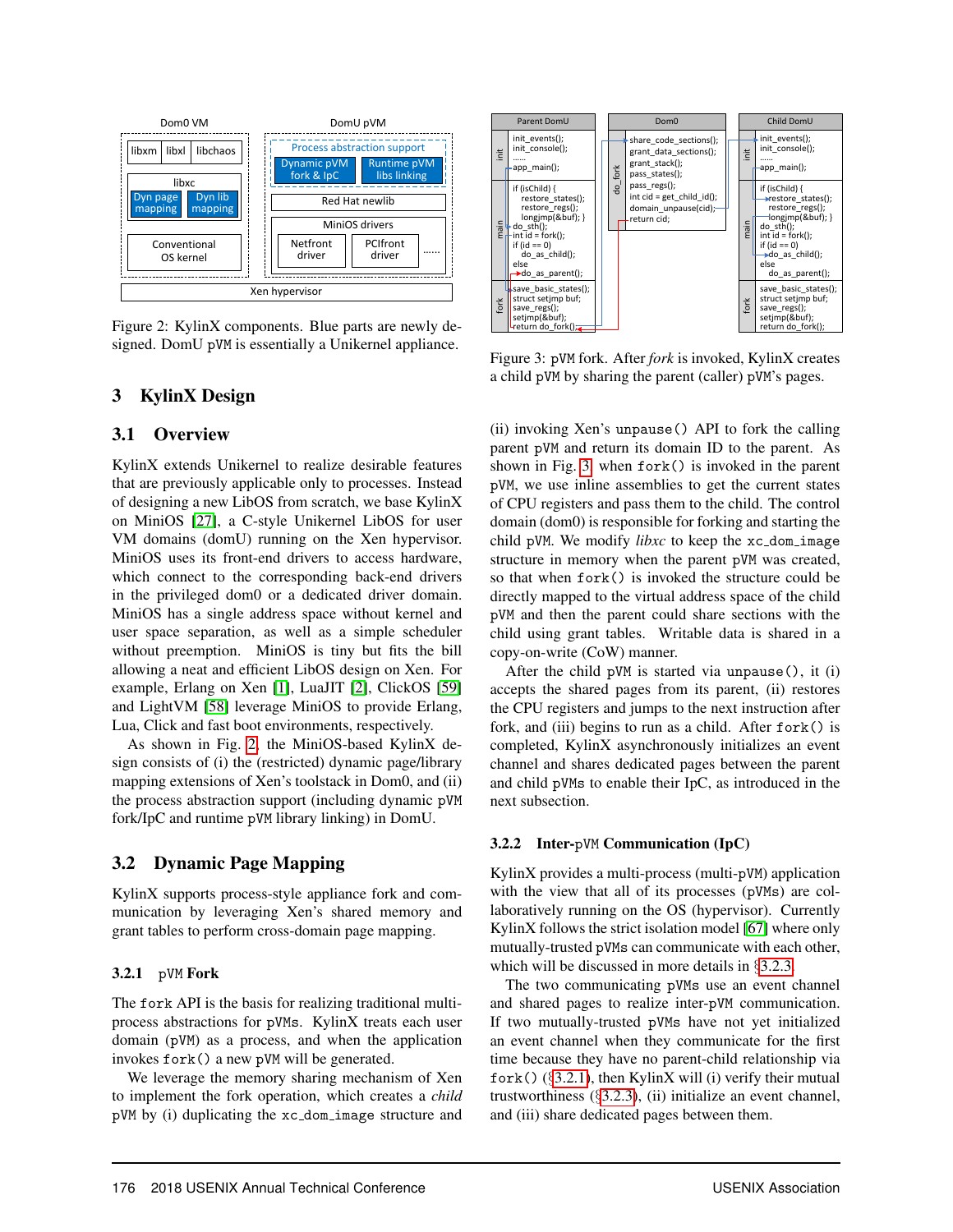Figure 2: KylinX components. Blue parts are newly designed. DomU pVM is essentially a Unikernel appliance.

Figure 3: pVM fork. After *fork* is invoked, KylinX creates a child pVM by sharing the parent (caller) pVM's pages.

# 3 KylinX Design

## 3.1 Overview

KylinX extends Unikernel to realize desirable features that are previously applicable only to processes. Instead of designing a new LibOS from scratch, we base KylinX on MiniOS [27], a C-style Unikernel LibOS for user VM domains (domU) running on the Xen hypervisor. MiniOS uses its front-end drivers to access hardware, which connect to the corresponding back-end drivers in the privileged dom0 or a dedicated driver domain. MiniOS has a single address space without kernel and user space separation, as well as a simple scheduler without preemption. MiniOS is tiny but fits the bill allowing a neat and efficient LibOS design on Xen. For example, Erlang on Xen [1], LuaJIT [2], ClickOS [59] and LightVM [58] leverage MiniOS to provide Erlang, Lua, Click and fast boot environments, respectively.

As shown in Fig. 2, the MiniOS-based KylinX design consists of (i) the (restricted) dynamic page/library mapping extensions of Xen's toolstack in Dom0, and (ii) the process abstraction support (including dynamic pVM fork/IpC and runtime pVM library linking) in DomU.

## 3.2 Dynamic Page Mapping

KylinX supports process-style appliance fork and communication by leveraging Xen's shared memory and grant tables to perform cross-domain page mapping.

### 3.2.1 pVM Fork

The fork API is the basis for realizing traditional multi-process abstractions for pVMs. KylinX treats each user domain (pVM) as a process, and when the application invokes fork() a new pVM will be generated.

We leverage the memory sharing mechanism of Xen to implement the fork operation, which creates a *child* pVM by (i) duplicating the xc_dom_image structure and (ii) invoking Xen's unpause() API to fork the calling parent pVM and return its domain ID to the parent. As shown in Fig. 3, when fork() is invoked in the parent pVM, we use inline assemblies to get the current states of CPU registers and pass them to the child. The control domain (dom0) is responsible for forking and starting the child pVM. We modify *libxc* to keep the xc_dom_image structure in memory when the parent pVM was created, so that when fork() is invoked the structure could be directly mapped to the virtual address space of the child pVM and then the parent could share sections with the child using grant tables. Writable data is shared in a copy-on-write (CoW) manner.

After the child pVM is started via unpause(), it (i) accepts the shared pages from its parent, (ii) restores the CPU registers and jumps to the next instruction after fork, and (iii) begins to run as a child. After fork() is completed, KylinX asynchronously initializes an event channel and shares dedicated pages between the parent and child pVMs to enable their IpC, as introduced in the next subsection.

### 3.2.2 Inter-pVM Communication (IpC)

KylinX provides a multi-process (multi-pVM) application with the view that all of its processes (pVMs) are collaboratively running on the OS (hypervisor). Currently KylinX follows the strict isolation model [67] where only mutually-trusted pVMs can communicate with each other, which will be discussed in more details in §3.2.3.

The two communicating pVMs use an event channel and shared pages to realize inter-pVM communication. If two mutually-trusted pVMs have not yet initialized an event channel when they communicate for the first time because they have no parent-child relationship via fork() (§3.2.1), then KylinX will (i) verify their mutual trustworthiness (§3.2.3), (ii) initialize an event channel, and (iii) share dedicated pages between them.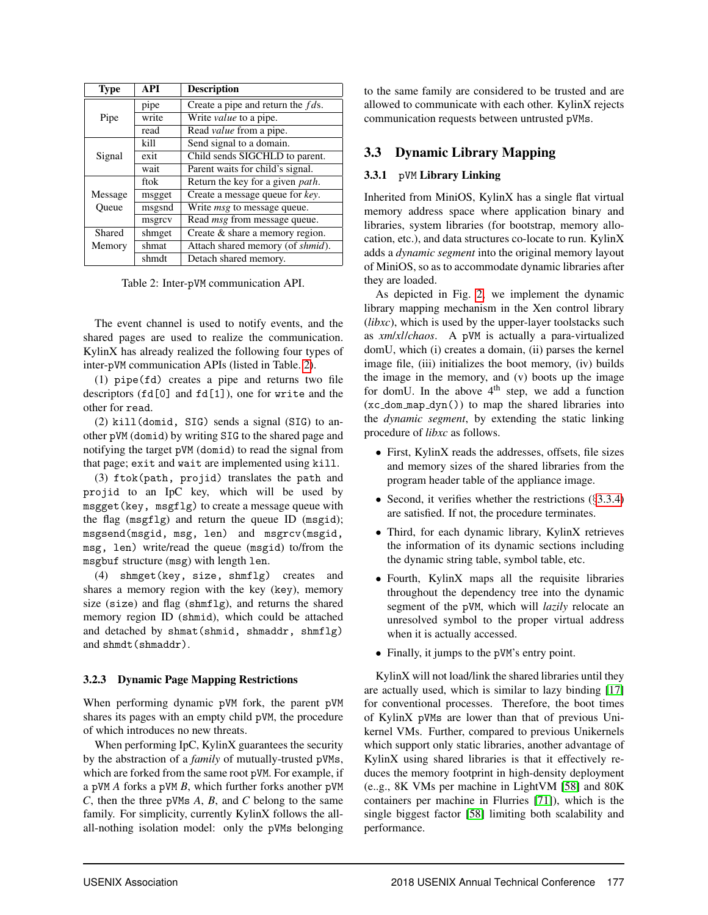| Type | API | Description |
|---|---|---|
| Pipe | pipe | Create a pipe and return the *fds*. |
| | write | Write *value* to a pipe. |
| | read | Read *value* from a pipe. |
| Signal | kill | Send signal to a domain. |
| | exit | Child sends SIGCHLD to parent. |
| | wait | Parent waits for child's signal. |
| Message Queue | ftok | Return the key for a given *path*. |
| | msgget | Create a message queue for *key*. |
| | msgsnd | Write *msg* to message queue. |
| | msgrcv | Read *msg* from message queue. |
| Shared Memory | shmget | Create & share a memory region. |
| | shmat | Attach shared memory (of *shmid*). |
| | shmdt | Detach shared memory. |

Table 2: Inter-pVM communication API.

The event channel is used to notify events, and the shared pages are used to realize the communication. KylinX has already realized the following four types of inter-pVM communication APIs (listed in Table. 2).

(1) `pipe(fd)` creates a pipe and returns two file descriptors (`fd[0]` and `fd[1]`), one for `write` and the other for `read`.

(2) `kill(domid, SIG)` sends a signal (`SIG`) to another pVM (`domid`) by writing `SIG` to the shared page and notifying the target pVM (`domid`) to read the signal from that page; `exit` and `wait` are implemented using `kill`.

(3) `ftok(path, projid)` translates the `path` and `projid` to an IpC key, which will be used by `msgget(key, msgflg)` to create a message queue with the flag (`msgflg`) and return the queue ID (`msgid`); `msgsend(msgid, msg, len)` and `msgrcv(msgid, msg, len)` write/read the queue (`msgid`) to/from the `msgbuf` structure (`msg`) with length `len`.

(4) `shmget(key, size, shmflg)` creates and shares a memory region with the key (`key`), memory size (`size`) and flag (`shmflg`), and returns the shared memory region ID (`shmid`), which could be attached and detached by `shmat(shmid, shmaddr, shmflg)` and `shmdt(shmaddr)`.

### 3.2.3 Dynamic Page Mapping Restrictions

When performing dynamic pVM fork, the parent pVM shares its pages with an empty child pVM, the procedure of which introduces no new threats.

When performing IpC, KylinX guarantees the security by the abstraction of a *family* of mutually-trusted pVMs, which are forked from the same root pVM. For example, if a pVM *A* forks a pVM *B*, which further forks another pVM *C*, then the three pVMs *A*, *B*, and *C* belong to the same family. For simplicity, currently KylinX follows the all-all-nothing isolation model: only the pVMs belonging to the same family are considered to be trusted and are allowed to communicate with each other. KylinX rejects communication requests between untrusted pVMs.

## 3.3 Dynamic Library Mapping

### 3.3.1 pVM Library Linking

Inherited from MiniOS, KylinX has a single flat virtual memory address space where application binary and libraries, system libraries (for bootstrap, memory allocation, etc.), and data structures co-locate to run. KylinX adds a *dynamic segment* into the original memory layout of MiniOS, so as to accommodate dynamic libraries after they are loaded.

As depicted in Fig. 2, we implement the dynamic library mapping mechanism in the Xen control library (*libxc*), which is used by the upper-layer toolstacks such as *xm*/*xl*/*chaos*. A pVM is actually a para-virtualized domU, which (i) creates a domain, (ii) parses the kernel image file, (iii) initializes the boot memory, (iv) builds the image in the memory, and (v) boots up the image for domU. In the above $4^{th}$ step, we add a function (`xc_dom_map_dyn()`) to map the shared libraries into the *dynamic segment*, by extending the static linking procedure of *libxc* as follows.

- First, KylinX reads the addresses, offsets, file sizes and memory sizes of the shared libraries from the program header table of the appliance image.
- Second, it verifies whether the restrictions (§3.3.4) are satisfied. If not, the procedure terminates.
- Third, for each dynamic library, KylinX retrieves the information of its dynamic sections including the dynamic string table, symbol table, etc.
- Fourth, KylinX maps all the requisite libraries throughout the dependency tree into the dynamic segment of the pVM, which will *lazily* relocate an unresolved symbol to the proper virtual address when it is actually accessed.
- Finally, it jumps to the pVM's entry point.

KylinX will not load/link the shared libraries until they are actually used, which is similar to lazy binding [17] for conventional processes. Therefore, the boot times of KylinX pVMs are lower than that of previous Unikernel VMs. Further, compared to previous Unikernels which support only static libraries, another advantage of KylinX using shared libraries is that it effectively reduces the memory footprint in high-density deployment (e.g., 8K VMs per machine in LightVM [58] and 80K containers per machine in Flurries [71]), which is the single biggest factor [58] limiting both scalability and performance.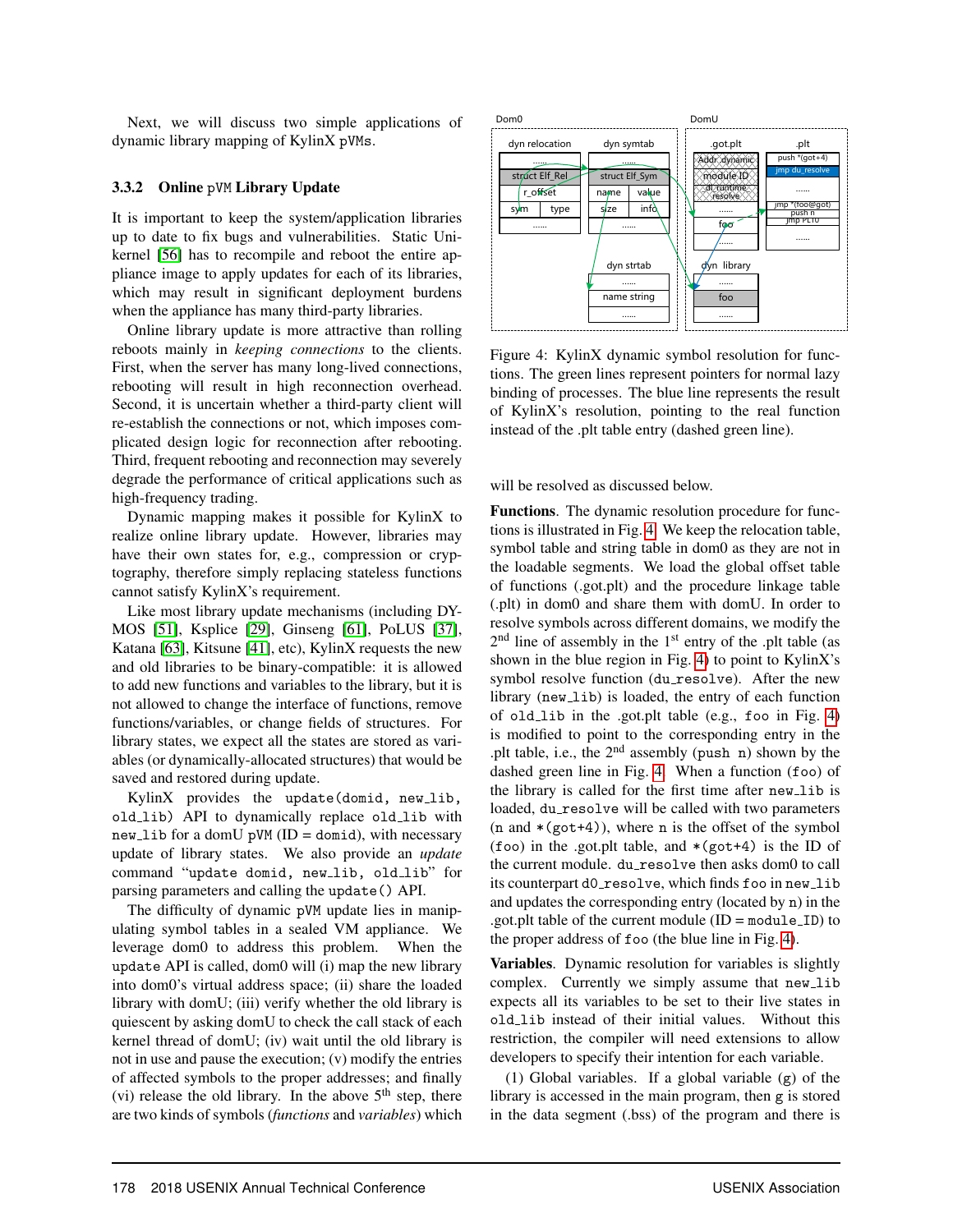Next, we will discuss two simple applications of dynamic library mapping of KylinX pVMs.

### 3.3.2 Online pVM Library Update

It is important to keep the system/application libraries up to date to fix bugs and vulnerabilities. Static Unikernel [56] has to recompile and reboot the entire appliance image to apply updates for each of its libraries, which may result in significant deployment burdens when the appliance has many third-party libraries.

Online library update is more attractive than rolling reboots mainly in *keeping connections* to the clients. First, when the server has many long-lived connections, rebooting will result in high reconnection overhead. Second, it is uncertain whether a third-party client will re-establish the connections or not, which imposes complicated design logic for reconnection after rebooting. Third, frequent rebooting and reconnection may severely degrade the performance of critical applications such as high-frequency trading.

Dynamic mapping makes it possible for KylinX to realize online library update. However, libraries may have their own states for, e.g., compression or cryptography, therefore simply replacing stateless functions cannot satisfy KylinX's requirement.

Like most library update mechanisms (including DYMOS [51], Ksplice [29], Ginseng [61], PoLUS [37], Katana [63], Kitsune [41], etc), KylinX requests the new and old libraries to be binary-compatible: it is allowed to add new functions and variables to the library, but it is not allowed to change the interface of functions, remove functions/variables, or change fields of structures. For library states, we expect all the states are stored as variables (or dynamically-allocated structures) that would be saved and restored during update.

KylinX provides the `update(domid, new_lib, old_lib)` API to dynamically replace `old_lib` with `new_lib` for a domU pVM (ID = `domid`), with necessary update of library states. We also provide an *update* command "`update domid, new_lib, old_lib`" for parsing parameters and calling the `update()` API.

The difficulty of dynamic pVM update lies in manipulating symbol tables in a sealed VM appliance. We leverage dom0 to address this problem. When the `update` API is called, dom0 will (i) map the new library into dom0's virtual address space; (ii) share the loaded library with domU; (iii) verify whether the old library is quiescent by asking domU to check the call stack of each kernel thread of domU; (iv) wait until the old library is not in use and pause the execution; (v) modify the entries of affected symbols to the proper addresses; and finally (vi) release the old library. In the above 5th step, there are two kinds of symbols (*functions* and *variables*) which will be resolved as discussed below.

Figure 4: KylinX dynamic symbol resolution for functions. The green lines represent pointers for normal lazy binding of processes. The blue line represents the result of KylinX's resolution, pointing to the real function instead of the .plt table entry (dashed green line).

**Functions**. The dynamic resolution procedure for functions is illustrated in Fig. 4. We keep the relocation table, symbol table and string table in dom0 as they are not in the loadable segments. We load the global offset table of functions (.got.plt) and the procedure linkage table (.plt) in dom0 and share them with domU. In order to resolve symbols across different domains, we modify the 2nd line of assembly in the 1st entry of the .plt table (as shown in the blue region in Fig. 4) to point to KylinX's symbol resolve function (`du_resolve`). After the new library (`new_lib`) is loaded, the entry of each function of `old_lib` in the .got.plt table (e.g., `foo` in Fig. 4) is modified to point to the corresponding entry in the .plt table, i.e., the 2nd assembly (`push n`) shown by the dashed green line in Fig. 4. When a function (`foo`) of the library is called for the first time after `new_lib` is loaded, `du_resolve` will be called with two parameters (`n` and `*(got+4)`), where `n` is the offset of the symbol (`foo`) in the .got.plt table, and `*(got+4)` is the ID of the current module. `du_resolve` then asks dom0 to call its counterpart `d0_resolve`, which finds `foo` in `new_lib` and updates the corresponding entry (located by `n`) in the .got.plt table of the current module (ID = `module_ID`) to the proper address of `foo` (the blue line in Fig. 4).

**Variables**. Dynamic resolution for variables is slightly complex. Currently we simply assume that `new_lib` expects all its variables to be set to their live states in `old_lib` instead of their initial values. Without this restriction, the compiler will need extensions to allow developers to specify their intention for each variable.

(1) Global variables. If a global variable (`g`) of the library is accessed in the main program, then `g` is stored in the data segment (.bss) of the program and there is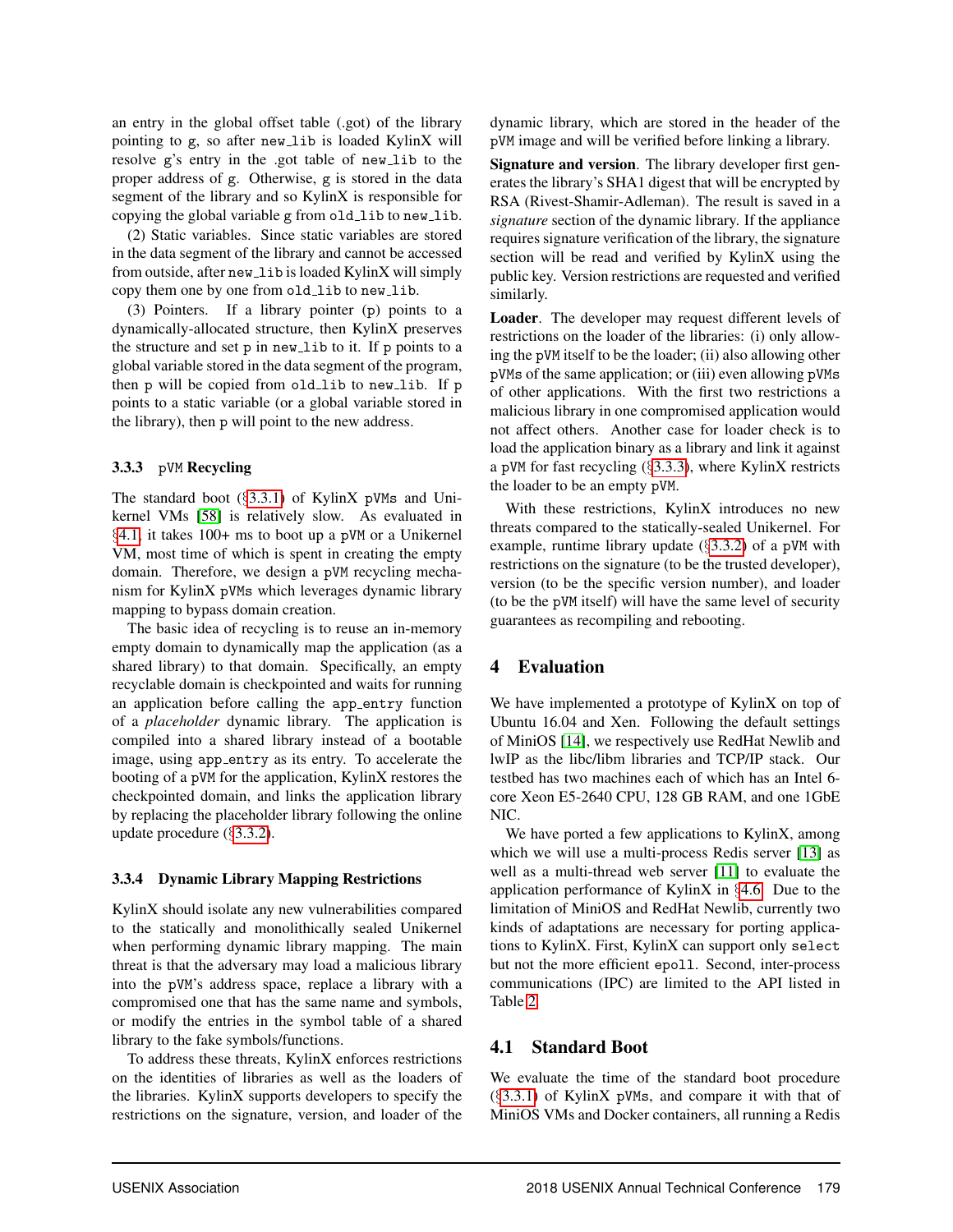an entry in the global offset table (.got) of the library pointing to g, so after `new_lib` is loaded KylinX will resolve g's entry in the .got table of `new_lib` to the proper address of g. Otherwise, g is stored in the data segment of the library and so KylinX is responsible for copying the global variable g from `old_lib` to `new_lib`.

(2) Static variables. Since static variables are stored in the data segment of the library and cannot be accessed from outside, after `new_lib` is loaded KylinX will simply copy them one by one from `old_lib` to `new_lib`.

(3) Pointers. If a library pointer (p) points to a dynamically-allocated structure, then KylinX preserves the structure and set p in `new_lib` to it. If p points to a global variable stored in the data segment of the program, then p will be copied from `old_lib` to `new_lib`. If p points to a static variable (or a global variable stored in the library), then p will point to the new address.

### 3.3.3 pVM Recycling

The standard boot (§3.3.1) of KylinX pVMs and Unikernel VMs [58] is relatively slow. As evaluated in §4.1, it takes 100+ ms to boot up a pVM or a Unikernel VM, most time of which is spent in creating the empty domain. Therefore, we design a pVM recycling mechanism for KylinX pVMs which leverages dynamic library mapping to bypass domain creation.

The basic idea of recycling is to reuse an in-memory empty domain to dynamically map the application (as a shared library) to that domain. Specifically, an empty recyclable domain is checkpointed and waits for running an application before calling the `app_entry` function of a *placeholder* dynamic library. The application is compiled into a shared library instead of a bootable image, using `app_entry` as its entry. To accelerate the booting of a pVM for the application, KylinX restores the checkpointed domain, and links the application library by replacing the placeholder library following the online update procedure (§3.3.2).

### 3.3.4 Dynamic Library Mapping Restrictions

KylinX should isolate any new vulnerabilities compared to the statically and monolithically sealed Unikernel when performing dynamic library mapping. The main threat is that the adversary may load a malicious library into the pVM's address space, replace a library with a compromised one that has the same name and symbols, or modify the entries in the symbol table of a shared library to the fake symbols/functions.

To address these threats, KylinX enforces restrictions on the identities of libraries as well as the loaders of the libraries. KylinX supports developers to specify the restrictions on the signature, version, and loader of the dynamic library, which are stored in the header of the pVM image and will be verified before linking a library.

**Signature and version**. The library developer first generates the library's SHA1 digest that will be encrypted by RSA (Rivest-Shamir-Adleman). The result is saved in a *signature* section of the dynamic library. If the appliance requires signature verification of the library, the signature section will be read and verified by KylinX using the public key. Version restrictions are requested and verified similarly.

**Loader**. The developer may request different levels of restrictions on the loader of the libraries: (i) only allowing the pVM itself to be the loader; (ii) also allowing other pVMs of the same application; or (iii) even allowing pVMs of other applications. With the first two restrictions a malicious library in one compromised application would not affect others. Another case for loader check is to load the application binary as a library and link it against a pVM for fast recycling (§3.3.3), where KylinX restricts the loader to be an empty pVM.

With these restrictions, KylinX introduces no new threats compared to the statically-sealed Unikernel. For example, runtime library update (§3.3.2) of a pVM with restrictions on the signature (to be the trusted developer), version (to be the specific version number), and loader (to be the pVM itself) will have the same level of security guarantees as recompiling and rebooting.

## 4 Evaluation

We have implemented a prototype of KylinX on top of Ubuntu 16.04 and Xen. Following the default settings of MiniOS [14], we respectively use RedHat Newlib and lwIP as the libc/libm libraries and TCP/IP stack. Our testbed has two machines each of which has an Intel 6-core Xeon E5-2640 CPU, 128 GB RAM, and one 1GbE NIC.

We have ported a few applications to KylinX, among which we will use a multi-process Redis server [13] as well as a multi-thread web server [11] to evaluate the application performance of KylinX in §4.6. Due to the limitation of MiniOS and RedHat Newlib, currently two kinds of adaptations are necessary for porting applications to KylinX. First, KylinX can support only `select` but not the more efficient `epoll`. Second, inter-process communications (IPC) are limited to the API listed in Table 2.

## 4.1 Standard Boot

We evaluate the time of the standard boot procedure (§3.3.1) of KylinX pVMs, and compare it with that of MiniOS VMs and Docker containers, all running a Redis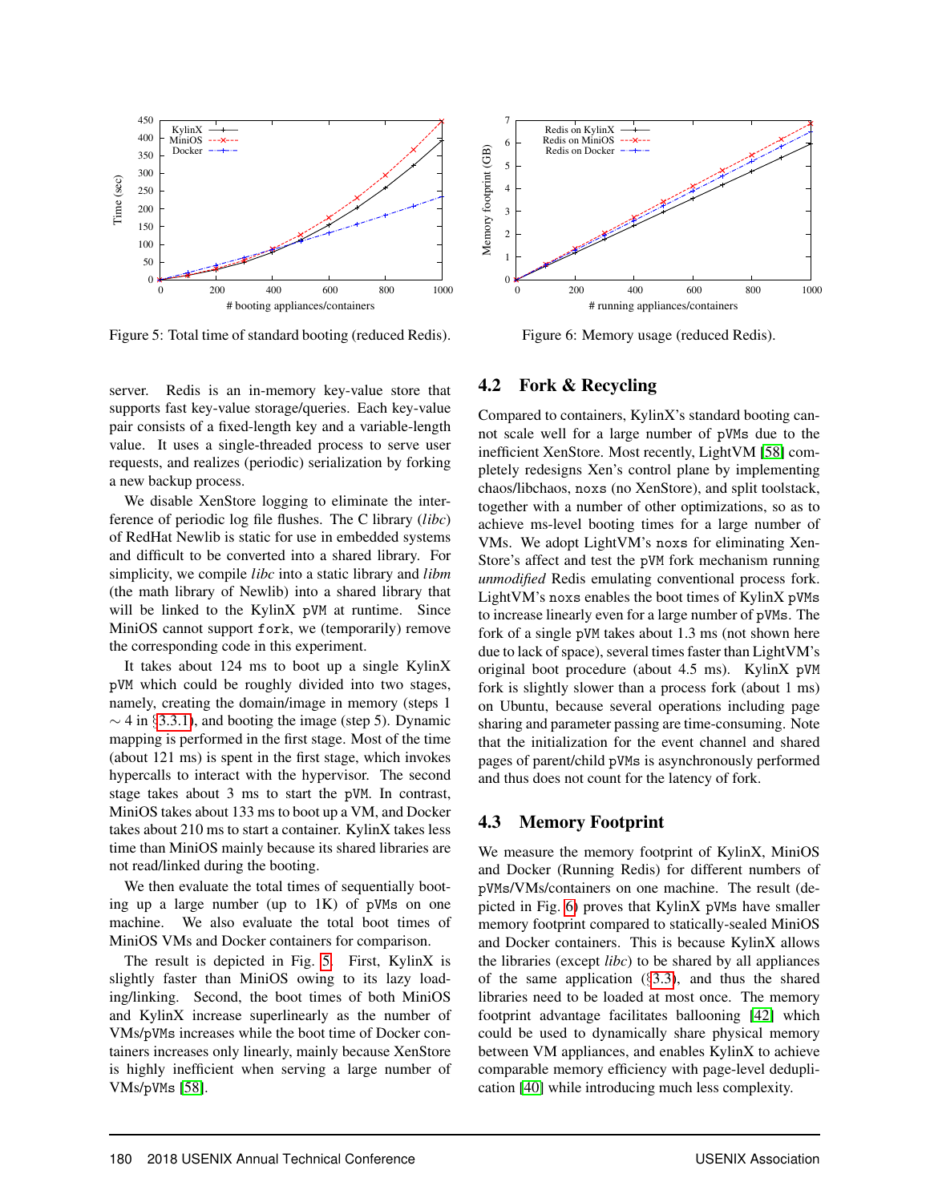Figure 5: Total time of standard booting (reduced Redis).

Figure 6: Memory usage (reduced Redis).

server. Redis is an in-memory key-value store that supports fast key-value storage/queries. Each key-value pair consists of a fixed-length key and a variable-length value. It uses a single-threaded process to serve user requests, and realizes (periodic) serialization by forking a new backup process.

We disable XenStore logging to eliminate the interference of periodic log file flushes. The C library (*libc*) of RedHat Newlib is static for use in embedded systems and difficult to be converted into a shared library. For simplicity, we compile *libc* into a static library and *libm* (the math library of Newlib) into a shared library that will be linked to the KylinX pVM at runtime. Since MiniOS cannot support fork, we (temporarily) remove the corresponding code in this experiment.

It takes about 124 ms to boot up a single KylinX pVM which could be roughly divided into two stages, namely, creating the domain/image in memory (steps 1 $\sim$ 4 in §3.3.1), and booting the image (step 5). Dynamic mapping is performed in the first stage. Most of the time (about 121 ms) is spent in the first stage, which invokes hypercalls to interact with the hypervisor. The second stage takes about 3 ms to start the pVM. In contrast, MiniOS takes about 133 ms to boot up a VM, and Docker takes about 210 ms to start a container. KylinX takes less time than MiniOS mainly because its shared libraries are not read/linked during the booting.

We then evaluate the total times of sequentially booting up a large number (up to 1K) of pVMs on one machine. We also evaluate the total boot times of MiniOS VMs and Docker containers for comparison.

The result is depicted in Fig. 5. First, KylinX is slightly faster than MiniOS owing to its lazy loading/linking. Second, the boot times of both MiniOS and KylinX increase superlinearly as the number of VMs/pVMs increases while the boot time of Docker containers increases only linearly, mainly because XenStore is highly inefficient when serving a large number of VMs/pVMs [58].

## 4.2 Fork & Recycling

Compared to containers, KylinX's standard booting cannot scale well for a large number of pVMs due to the inefficient XenStore. Most recently, LightVM [58] completely redesigns Xen's control plane by implementing chaos/libchaos, noxs (no XenStore), and split toolstack, together with a number of other optimizations, so as to achieve ms-level booting times for a large number of VMs. We adopt LightVM's noxs for eliminating XenStore's affect and test the pVM fork mechanism running *unmodified* Redis emulating conventional process fork. LightVM's noxs enables the boot times of KylinX pVMs to increase linearly even for a large number of pVMs. The fork of a single pVM takes about 1.3 ms (not shown here due to lack of space), several times faster than LightVM's original boot procedure (about 4.5 ms). KylinX pVM fork is slightly slower than a process fork (about 1 ms) on Ubuntu, because several operations including page sharing and parameter passing are time-consuming. Note that the initialization for the event channel and shared pages of parent/child pVMs is asynchronously performed and thus does not count for the latency of fork.

## 4.3 Memory Footprint

We measure the memory footprint of KylinX, MiniOS and Docker (Running Redis) for different numbers of pVMs/VMs/containers on one machine. The result (depicted in Fig. 6) proves that KylinX pVMs have smaller memory footprint compared to statically-sealed MiniOS and Docker containers. This is because KylinX allows the libraries (except *libc*) to be shared by all appliances of the same application (§3.3), and thus the shared libraries need to be loaded at most once. The memory footprint advantage facilitates ballooning [42] which could be used to dynamically share physical memory between VM appliances, and enables KylinX to achieve comparable memory efficiency with page-level deduplication [40] while introducing much less complexity.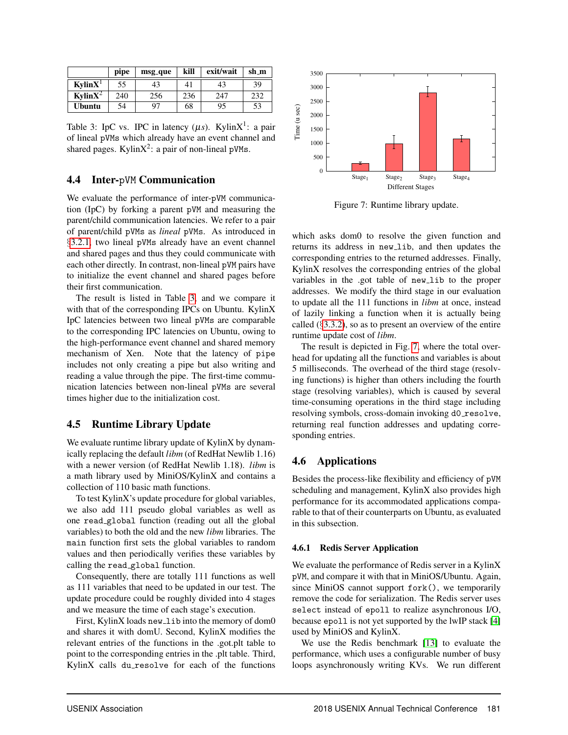|  | pipe | msg_que | kill | exit/wait | sh_m |
|---|---|---|---|---|---|
| **KylinX**[1] | 55 | 43 | 41 | 43 | 39 |
| **KylinX**[2] | 240 | 256 | 236 | 247 | 232 |
| **Ubuntu** | 54 | 97 | 68 | 95 | 53 |

Table 3: IpC vs. IPC in latency ($\mu s$). KylinX[1]: a pair of lineal pVMs which already have an event channel and shared pages. KylinX[2]: a pair of non-lineal pVMs.

### 4.4 Inter-pVM Communication

We evaluate the performance of inter-pVM communication (IpC) by forking a parent pVM and measuring the parent/child communication latencies. We refer to a pair of parent/child pVMs as *lineal* pVMs. As introduced in §3.2.1, two lineal pVMs already have an event channel and shared pages and thus they could communicate with each other directly. In contrast, non-lineal pVM pairs have to initialize the event channel and shared pages before their first communication.

The result is listed in Table 3, and we compare it with that of the corresponding IPCs on Ubuntu. KylinX IpC latencies between two lineal pVMs are comparable to the corresponding IPC latencies on Ubuntu, owing to the high-performance event channel and shared memory mechanism of Xen. Note that the latency of `pipe` includes not only creating a pipe but also writing and reading a value through the pipe. The first-time communication latencies between non-lineal pVMs are several times higher due to the initialization cost.

### 4.5 Runtime Library Update

We evaluate runtime library update of KylinX by dynamically replacing the default *libm* (of RedHat Newlib 1.16) with a newer version (of RedHat Newlib 1.18). *libm* is a math library used by MiniOS/KylinX and contains a collection of 110 basic math functions.

To test KylinX's update procedure for global variables, we also add 111 pseudo global variables as well as one `read_global` function (reading out all the global variables) to both the old and the new *libm* libraries. The `main` function first sets the global variables to random values and then periodically verifies these variables by calling the `read_global` function.

Consequently, there are totally 111 functions as well as 111 variables that need to be updated in our test. The update procedure could be roughly divided into 4 stages and we measure the time of each stage's execution.

First, KylinX loads `new_lib` into the memory of dom0 and shares it with domU. Second, KylinX modifies the relevant entries of the functions in the .got.plt table to point to the corresponding entries in the .plt table. Third, KylinX calls `du_resolve` for each of the functions which asks dom0 to resolve the given function and returns its address in `new_lib`, and then updates the corresponding entries to the returned addresses. Finally, KylinX resolves the corresponding entries of the global variables in the .got table of `new_lib` to the proper addresses. We modify the third stage in our evaluation to update all the 111 functions in *libm* at once, instead of lazily linking a function when it is actually being called (§3.3.2), so as to present an overview of the entire runtime update cost of *libm*.

Figure 7: Runtime library update.

The result is depicted in Fig. 7, where the total overhead for updating all the functions and variables is about 5 milliseconds. The overhead of the third stage (resolving functions) is higher than others including the fourth stage (resolving variables), which is caused by several time-consuming operations in the third stage including resolving symbols, cross-domain invoking `d0_resolve`, returning real function addresses and updating corresponding entries.

### 4.6 Applications

Besides the process-like flexibility and efficiency of pVM scheduling and management, KylinX also provides high performance for its accommodated applications comparable to that of their counterparts on Ubuntu, as evaluated in this subsection.

#### 4.6.1 Redis Server Application

We evaluate the performance of Redis server in a KylinX pVM, and compare it with that in MiniOS/Ubuntu. Again, since MiniOS cannot support `fork()`, we temporarily remove the code for serialization. The Redis server uses `select` instead of `epoll` to realize asynchronous I/O, because `epoll` is not yet supported by the lwIP stack [4] used by MiniOS and KylinX.

We use the Redis benchmark [13] to evaluate the performance, which uses a configurable number of busy loops asynchronously writing KVs. We run different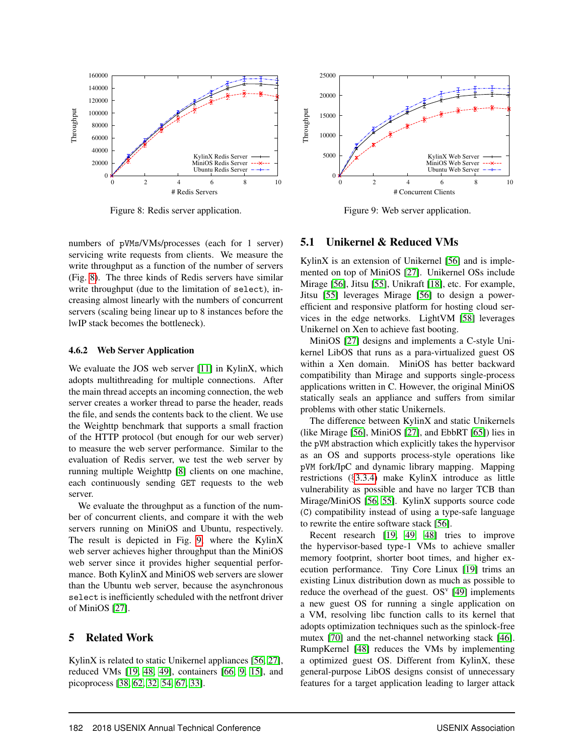Figure 8: Redis server application.

Figure 9: Web server application.

numbers of pVMs/VMs/processes (each for 1 server) servicing write requests from clients. We measure the write throughput as a function of the number of servers (Fig. 8). The three kinds of Redis servers have similar write throughput (due to the limitation of select), increasing almost linearly with the numbers of concurrent servers (scaling being linear up to 8 instances before the lwIP stack becomes the bottleneck).

#### 4.6.2 Web Server Application

We evaluate the JOS web server [11] in KylinX, which adopts multithreading for multiple connections. After the main thread accepts an incoming connection, the web server creates a worker thread to parse the header, reads the file, and sends the contents back to the client. We use the Weighttp benchmark that supports a small fraction of the HTTP protocol (but enough for our web server) to measure the web server performance. Similar to the evaluation of Redis server, we test the web server by running multiple Weighttp [8] clients on one machine, each continuously sending GET requests to the web server.

We evaluate the throughput as a function of the number of concurrent clients, and compare it with the web servers running on MiniOS and Ubuntu, respectively. The result is depicted in Fig. 9, where the KylinX web server achieves higher throughput than the MiniOS web server since it provides higher sequential performance. Both KylinX and MiniOS web servers are slower than the Ubuntu web server, because the asynchronous select is inefficiently scheduled with the netfront driver of MiniOS [27].

## 5 Related Work

KylinX is related to static Unikernel appliances [56, 27], reduced VMs [19, 48, 49], containers [66, 9, 15], and picoprocess [38, 62, 32, 54, 67, 33].

### 5.1 Unikernel & Reduced VMs

KylinX is an extension of Unikernel [56] and is implemented on top of MiniOS [27]. Unikernel OSs include Mirage [56], Jitsu [55], Unikraft [18], etc. For example, Jitsu [55] leverages Mirage [56] to design a power-efficient and responsive platform for hosting cloud services in the edge networks. LightVM [58] leverages Unikernel on Xen to achieve fast booting.

MiniOS [27] designs and implements a C-style Unikernel LibOS that runs as a para-virtualized guest OS within a Xen domain. MiniOS has better backward compatibility than Mirage and supports single-process applications written in C. However, the original MiniOS statically seals an appliance and suffers from similar problems with other static Unikernels.

The difference between KylinX and static Unikernels (like Mirage [56], MiniOS [27], and EbbRT [65]) lies in the pVM abstraction which explicitly takes the hypervisor as an OS and supports process-style operations like pVM fork/IpC and dynamic library mapping. Mapping restrictions (§3.3.4) make KylinX introduce as little vulnerability as possible and have no larger TCB than Mirage/MiniOS [56, 55]. KylinX supports source code (C) compatibility instead of using a type-safe language to rewrite the entire software stack [56].

Recent research [19, 49, 48] tries to improve the hypervisor-based type-1 VMs to achieve smaller memory footprint, shorter boot times, and higher execution performance. Tiny Core Linux [19] trims an existing Linux distribution down as much as possible to reduce the overhead of the guest. OS$^v$ [49] implements a new guest OS for running a single application on a VM, resolving libc function calls to its kernel that adopts optimization techniques such as the spinlock-free mutex [70] and the net-channel networking stack [46]. RumpKernel [48] reduces the VMs by implementing a optimized guest OS. Different from KylinX, these general-purpose LibOS designs consist of unnecessary features for a target application leading to larger attack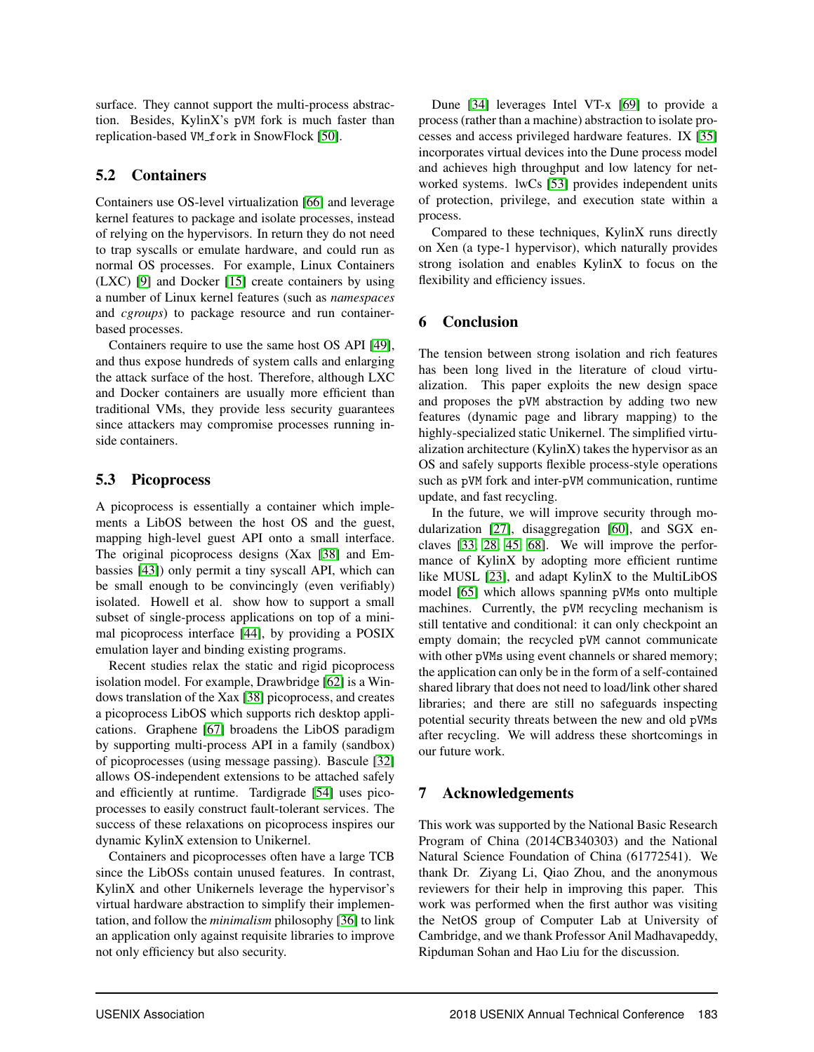surface. They cannot support the multi-process abstraction. Besides, KylinX's pVM fork is much faster than replication-based VM_fork in SnowFlock [50].

## 5.2 Containers

Containers use OS-level virtualization [66] and leverage kernel features to package and isolate processes, instead of relying on the hypervisors. In return they do not need to trap syscalls or emulate hardware, and could run as normal OS processes. For example, Linux Containers (LXC) [9] and Docker [15] create containers by using a number of Linux kernel features (such as *namespaces* and *cgroups*) to package resource and run container-based processes.

Containers require to use the same host OS API [49], and thus expose hundreds of system calls and enlarging the attack surface of the host. Therefore, although LXC and Docker containers are usually more efficient than traditional VMs, they provide less security guarantees since attackers may compromise processes running inside containers.

## 5.3 Picoprocess

A picoprocess is essentially a container which implements a LibOS between the host OS and the guest, mapping high-level guest API onto a small interface. The original picoprocess designs (Xax [38] and Embassies [43]) only permit a tiny syscall API, which can be small enough to be convincingly (even verifiably) isolated. Howell et al. show how to support a small subset of single-process applications on top of a minimal picoprocess interface [44], by providing a POSIX emulation layer and binding existing programs.

Recent studies relax the static and rigid picoprocess isolation model. For example, Drawbridge [62] is a Windows translation of the Xax [38] picoprocess, and creates a picoprocess LibOS which supports rich desktop applications. Graphene [67] broadens the LibOS paradigm by supporting multi-process API in a family (sandbox) of picoprocesses (using message passing). Bascule [32] allows OS-independent extensions to be attached safely and efficiently at runtime. Tardigrade [54] uses picoprocesses to easily construct fault-tolerant services. The success of these relaxations on picoprocess inspires our dynamic KylinX extension to Unikernel.

Containers and picoprocesses often have a large TCB since the LibOSs contain unused features. In contrast, KylinX and other Unikernels leverage the hypervisor's virtual hardware abstraction to simplify their implementation, and follow the *minimalism* philosophy [36] to link an application only against requisite libraries to improve not only efficiency but also security.

Dune [34] leverages Intel VT-x [69] to provide a process (rather than a machine) abstraction to isolate processes and access privileged hardware features. IX [35] incorporates virtual devices into the Dune process model and achieves high throughput and low latency for networked systems. lwCs [53] provides independent units of protection, privilege, and execution state within a process.

Compared to these techniques, KylinX runs directly on Xen (a type-1 hypervisor), which naturally provides strong isolation and enables KylinX to focus on the flexibility and efficiency issues.

# 6 Conclusion

The tension between strong isolation and rich features has been long lived in the literature of cloud virtualization. This paper exploits the new design space and proposes the pVM abstraction by adding two new features (dynamic page and library mapping) to the highly-specialized static Unikernel. The simplified virtualization architecture (KylinX) takes the hypervisor as an OS and safely supports flexible process-style operations such as pVM fork and inter-pVM communication, runtime update, and fast recycling.

In the future, we will improve security through modularization [27], disaggregation [60], and SGX enclaves [33, 28, 45, 68]. We will improve the performance of KylinX by adopting more efficient runtime like MUSL [23], and adapt KylinX to the MultiLibOS model [65] which allows spanning pVMs onto multiple machines. Currently, the pVM recycling mechanism is still tentative and conditional: it can only checkpoint an empty domain; the recycled pVM cannot communicate with other pVMs using event channels or shared memory; the application can only be in the form of a self-contained shared library that does not need to load/link other shared libraries; and there are still no safeguards inspecting potential security threats between the new and old pVMs after recycling. We will address these shortcomings in our future work.

# 7 Acknowledgements

This work was supported by the National Basic Research Program of China (2014CB340303) and the National Natural Science Foundation of China (61772541). We thank Dr. Ziyang Li, Qiao Zhou, and the anonymous reviewers for their help in improving this paper. This work was performed when the first author was visiting the NetOS group of Computer Lab at University of Cambridge, and we thank Professor Anil Madhavapeddy, Ripduman Sohan and Hao Liu for the discussion.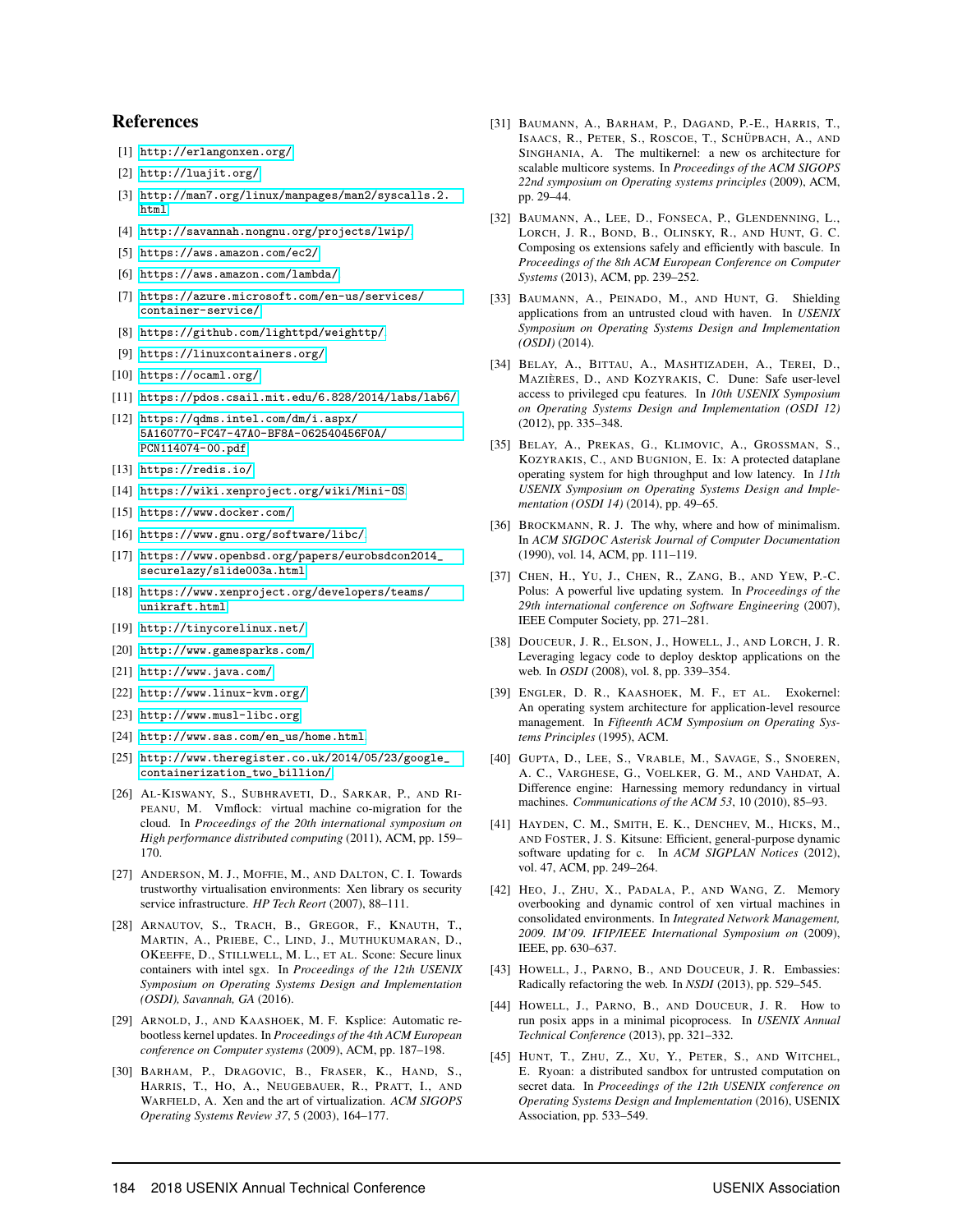## References

[1] http://erlangonxen.org/

[2] http://luajit.org/

[3] http://man7.org/linux/manpages/man2/syscalls.2.html

[4] http://savannah.nongnu.org/projects/lwip/

[5] https://aws.amazon.com/ec2/

[6] https://aws.amazon.com/lambda/

[7] https://azure.microsoft.com/en-us/services/container-service/

[8] https://github.com/lighttpd/weighttp/

[9] https://linuxcontainers.org/

[10] https://ocaml.org/

[11] https://pdos.csail.mit.edu/6.828/2014/labs/lab6/

[12] https://qdms.intel.com/dm/i.aspx/5A160770-FC47-47A0-BF8A-062540456F0A/PCN114074-00.pdf

[13] https://redis.io/

[14] https://wiki.xenproject.org/wiki/Mini-OS

[15] https://www.docker.com/

[16] https://www.gnu.org/software/libc/

[17] https://www.openbsd.org/papers/eurobsdcon2014_securelazy/slide003a.html

[18] https://www.xenproject.org/developers/teams/unikraft.html

[19] http://tinycorelinux.net/

[20] http://www.gamesparks.com/

[21] http://www.java.com/

[22] http://www.linux-kvm.org/

[23] http://www.musl-libc.org

[24] http://www.sas.com/en_us/home.html

[25] http://www.theregister.co.uk/2014/05/23/google_containerization_two_billion/

[26] Al-Kiswany, S., Subhraveti, D., Sarkar, P., and Ripeanu, M. Vmflock: virtual machine co-migration for the cloud. In *Proceedings of the 20th international symposium on High performance distributed computing* (2011), ACM, pp. 159–170.

[27] Anderson, M. J., Moffie, M., and Dalton, C. I. Towards trustworthy virtualisation environments: Xen library os security service infrastructure. *HP Tech Reort* (2007), 88–111.

[28] Arnautov, S., Trach, B., Gregor, F., Knauth, T., Martin, A., Priebe, C., Lind, J., Muthukumaran, D., OKeeffe, D., Stillwell, M. L., et al. Scone: Secure linux containers with intel sgx. In *Proceedings of the 12th USENIX Symposium on Operating Systems Design and Implementation (OSDI), Savannah, GA* (2016).

[29] Arnold, J., and Kaashoek, M. F. Ksplice: Automatic rebootless kernel updates. In *Proceedings of the 4th ACM European conference on Computer systems* (2009), ACM, pp. 187–198.

[30] Barham, P., Dragovic, B., Fraser, K., Hand, S., Harris, T., Ho, A., Neugebauer, R., Pratt, I., and Warfield, A. Xen and the art of virtualization. *ACM SIGOPS Operating Systems Review 37*, 5 (2003), 164–177.

[31] Baumann, A., Barham, P., Dagand, P.-E., Harris, T., Isaacs, R., Peter, S., Roscoe, T., Schüpbach, A., and Singhania, A. The multikernel: a new os architecture for scalable multicore systems. In *Proceedings of the ACM SIGOPS 22nd symposium on Operating systems principles* (2009), ACM, pp. 29–44.

[32] Baumann, A., Lee, D., Fonseca, P., Glendenning, L., Lorch, J. R., Bond, B., Olinsky, R., and Hunt, G. C. Composing os extensions safely and efficiently with bascule. In *Proceedings of the 8th ACM European Conference on Computer Systems* (2013), ACM, pp. 239–252.

[33] Baumann, A., Peinado, M., and Hunt, G. Shielding applications from an untrusted cloud with haven. In *USENIX Symposium on Operating Systems Design and Implementation (OSDI)* (2014).

[34] Belay, A., Bittau, A., Mashtizadeh, A., Terei, D., Mazières, D., and Kozyrakis, C. Dune: Safe user-level access to privileged cpu features. In *10th USENIX Symposium on Operating Systems Design and Implementation (OSDI 12)* (2012), pp. 335–348.

[35] Belay, A., Prekas, G., Klimovic, A., Grossman, S., Kozyrakis, C., and Bugnion, E. Ix: A protected dataplane operating system for high throughput and low latency. In *11th USENIX Symposium on Operating Systems Design and Implementation (OSDI 14)* (2014), pp. 49–65.

[36] Brockmann, R. J. The why, where and how of minimalism. In *ACM SIGDOC Asterisk Journal of Computer Documentation* (1990), vol. 14, ACM, pp. 111–119.

[37] Chen, H., Yu, J., Chen, R., Zang, B., and Yew, P.-C. Polus: A powerful live updating system. In *Proceedings of the 29th international conference on Software Engineering* (2007), IEEE Computer Society, pp. 271–281.

[38] Douceur, J. R., Elson, J., Howell, J., and Lorch, J. R. Leveraging legacy code to deploy desktop applications on the web. In *OSDI* (2008), vol. 8, pp. 339–354.

[39] Engler, D. R., Kaashoek, M. F., et al. Exokernel: An operating system architecture for application-level resource management. In *Fifteenth ACM Symposium on Operating Systems Principles* (1995), ACM.

[40] Gupta, D., Lee, S., Vrable, M., Savage, S., Snoeren, A. C., Varghese, G., Voelker, G. M., and Vahdat, A. Difference engine: Harnessing memory redundancy in virtual machines. *Communications of the ACM 53*, 10 (2010), 85–93.

[41] Hayden, C. M., Smith, E. K., Denchev, M., Hicks, M., and Foster, J. S. Kitsune: Efficient, general-purpose dynamic software updating for c. In *ACM SIGPLAN Notices* (2012), vol. 47, ACM, pp. 249–264.

[42] Heo, J., Zhu, X., Padala, P., and Wang, Z. Memory overbooking and dynamic control of xen virtual machines in consolidated environments. In *Integrated Network Management, 2009. IM'09. IFIP/IEEE International Symposium on* (2009), IEEE, pp. 630–637.

[43] Howell, J., Parno, B., and Douceur, J. R. Embassies: Radically refactoring the web. In *NSDI* (2013), pp. 529–545.

[44] Howell, J., Parno, B., and Douceur, J. R. How to run posix apps in a minimal picoprocess. In *USENIX Annual Technical Conference* (2013), pp. 321–332.

[45] Hunt, T., Zhu, Z., Xu, Y., Peter, S., and Witchel, E. Ryoan: a distributed sandbox for untrusted computation on secret data. In *Proceedings of the 12th USENIX conference on Operating Systems Design and Implementation* (2016), USENIX Association, pp. 533–549.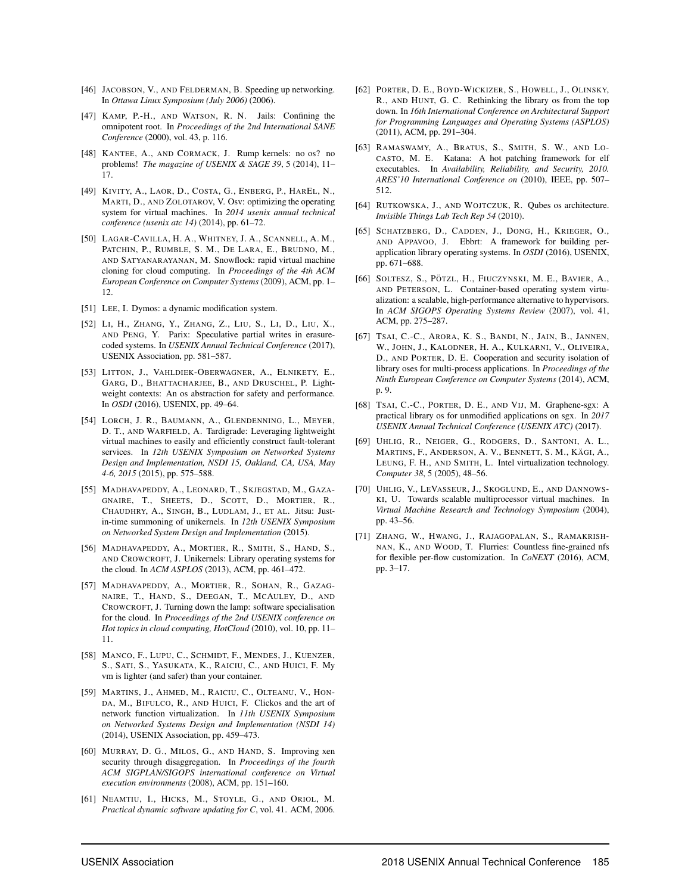[46] Jacobson, V., and Felderman, B. Speeding up networking. In *Ottawa Linux Symposium (July 2006)* (2006).

[47] Kamp, P.-H., and Watson, R. N. Jails: Confining the omnipotent root. In *Proceedings of the 2nd International SANE Conference* (2000), vol. 43, p. 116.

[48] Kantee, A., and Cormack, J. Rump kernels: no os? no problems! *The magazine of USENIX & SAGE 39*, 5 (2014), 11–17.

[49] Kivity, A., Laor, D., Costa, G., Enberg, P., HarEl, N., Marti, D., and Zolotarov, V. Osv: optimizing the operating system for virtual machines. In *2014 usenix annual technical conference (usenix atc 14)* (2014), pp. 61–72.

[50] Lagar-Cavilla, H. A., Whitney, J. A., Scannell, A. M., Patchin, P., Rumble, S. M., De Lara, E., Brudno, M., and Satyanarayanan, M. Snowflock: rapid virtual machine cloning for cloud computing. In *Proceedings of the 4th ACM European Conference on Computer Systems* (2009), ACM, pp. 1–12.

[51] Lee, I. Dymos: a dynamic modification system.

[52] Li, H., Zhang, Y., Zhang, Z., Liu, S., Li, D., Liu, X., and Peng, Y. Parix: Speculative partial writes in erasure-coded systems. In *USENIX Annual Technical Conference* (2017), USENIX Association, pp. 581–587.

[53] Litton, J., Vahldiek-Oberwagner, A., Elnikety, E., Garg, D., Bhattacharjee, B., and Druschel, P. Light-weight contexts: An os abstraction for safety and performance. In *OSDI* (2016), USENIX, pp. 49–64.

[54] Lorch, J. R., Baumann, A., Glendenning, L., Meyer, D. T., and Warfield, A. Tardigrade: Leveraging lightweight virtual machines to easily and efficiently construct fault-tolerant services. In *12th USENIX Symposium on Networked Systems Design and Implementation, NSDI 15, Oakland, CA, USA, May 4-6, 2015* (2015), pp. 575–588.

[55] Madhavapeddy, A., Leonard, T., Skjegstad, M., Gazagnaire, T., Sheets, D., Scott, D., Mortier, R., Chaudhry, A., Singh, B., Ludlam, J., et al. Jitsu: Just-in-time summoning of unikernels. In *12th USENIX Symposium on Networked System Design and Implementation* (2015).

[56] Madhavapeddy, A., Mortier, R., Smith, S., Hand, S., and Crowcroft, J. Unikernels: Library operating systems for the cloud. In *ACM ASPLOS* (2013), ACM, pp. 461–472.

[57] Madhavapeddy, A., Mortier, R., Sohan, R., Gazagnaire, T., Hand, S., Deegan, T., McAuley, D., and Crowcroft, J. Turning down the lamp: software specialisation for the cloud. In *Proceedings of the 2nd USENIX conference on Hot topics in cloud computing, HotCloud* (2010), vol. 10, pp. 11–11.

[58] Manco, F., Lupu, C., Schmidt, F., Mendes, J., Kuenzer, S., Sati, S., Yasukata, K., Raiciu, C., and Huici, F. My vm is lighter (and safer) than your container.

[59] Martins, J., Ahmed, M., Raiciu, C., Olteanu, V., Honda, M., Bifulco, R., and Huici, F. Clickos and the art of network function virtualization. In *11th USENIX Symposium on Networked Systems Design and Implementation (NSDI 14)* (2014), USENIX Association, pp. 459–473.

[60] Murray, D. G., Milos, G., and Hand, S. Improving xen security through disaggregation. In *Proceedings of the fourth ACM SIGPLAN/SIGOPS international conference on Virtual execution environments* (2008), ACM, pp. 151–160.

[61] Neamtiu, I., Hicks, M., Stoyle, G., and Oriol, M. *Practical dynamic software updating for C*, vol. 41. ACM, 2006.

[62] Porter, D. E., Boyd-Wickizer, S., Howell, J., Olinsky, R., and Hunt, G. C. Rethinking the library os from the top down. In *16th International Conference on Architectural Support for Programming Languages and Operating Systems (ASPLOS)* (2011), ACM, pp. 291–304.

[63] Ramaswamy, A., Bratus, S., Smith, S. W., and Locasto, M. E. Katana: A hot patching framework for elf executables. In *Availability, Reliability, and Security, 2010. ARES'10 International Conference on* (2010), IEEE, pp. 507–512.

[64] Rutkowska, J., and Wojtczuk, R. Qubes os architecture. *Invisible Things Lab Tech Rep 54* (2010).

[65] Schatzberg, D., Cadden, J., Dong, H., Krieger, O., and Appavoo, J. Ebbrt: A framework for building per-application library operating systems. In *OSDI* (2016), USENIX, pp. 671–688.

[66] Soltesz, S., Pötzl, H., Fiuczynski, M. E., Bavier, A., and Peterson, L. Container-based operating system virtualization: a scalable, high-performance alternative to hypervisors. In *ACM SIGOPS Operating Systems Review* (2007), vol. 41, ACM, pp. 275–287.

[67] Tsai, C.-C., Arora, K. S., Bandi, N., Jain, B., Jannen, W., John, J., Kalodner, H. A., Kulkarni, V., Oliveira, D., and Porter, D. E. Cooperation and security isolation of library oses for multi-process applications. In *Proceedings of the Ninth European Conference on Computer Systems* (2014), ACM, p. 9.

[68] Tsai, C.-C., Porter, D. E., and Vij, M. Graphene-sgx: A practical library os for unmodified applications on sgx. In *2017 USENIX Annual Technical Conference (USENIX ATC)* (2017).

[69] Uhlig, R., Neiger, G., Rodgers, D., Santoni, A. L., Martins, F., Anderson, A. V., Bennett, S. M., Kägi, A., Leung, F. H., and Smith, L. Intel virtualization technology. *Computer 38*, 5 (2005), 48–56.

[70] Uhlig, V., LeVasseur, J., Skoglund, E., and Dannowski, U. Towards scalable multiprocessor virtual machines. In *Virtual Machine Research and Technology Symposium* (2004), pp. 43–56.

[71] Zhang, W., Hwang, J., Rajagopalan, S., Ramakrishnan, K., and Wood, T. Flurries: Countless fine-grained nfs for flexible per-flow customization. In *CoNEXT* (2016), ACM, pp. 3–17.